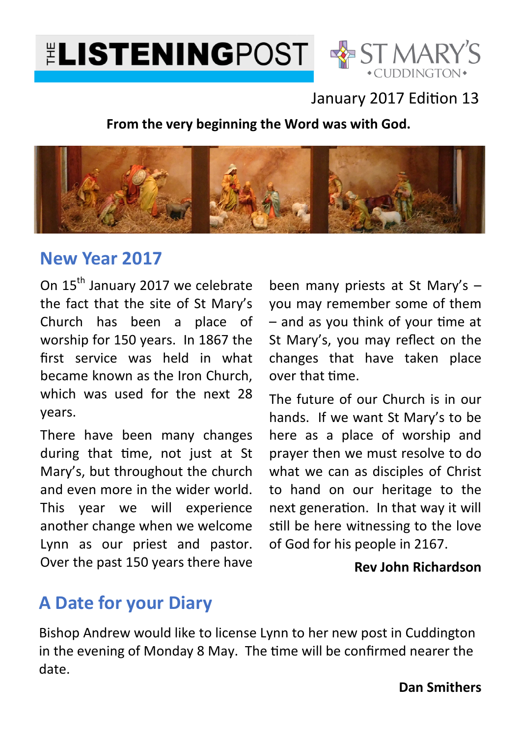# THE LISTENINGPOST

ST MARY'S
CUDDINGTON

January 2017 Edition 13

**From the very beginning the Word was with God.**

## New Year 2017

On 15th January 2017 we celebrate the fact that the site of St Mary's Church has been a place of worship for 150 years. In 1867 the first service was held in what became known as the Iron Church, which was used for the next 28 years.

There have been many changes during that time, not just at St Mary's, but throughout the church and even more in the wider world. This year we will experience another change when we welcome Lynn as our priest and pastor. Over the past 150 years there have been many priests at St Mary's – you may remember some of them – and as you think of your time at St Mary's, you may reflect on the changes that have taken place over that time.

The future of our Church is in our hands. If we want St Mary's to be here as a place of worship and prayer then we must resolve to do what we can as disciples of Christ to hand on our heritage to the next generation. In that way it will still be here witnessing to the love of God for his people in 2167.

**Rev John Richardson**

## A Date for your Diary

Bishop Andrew would like to license Lynn to her new post in Cuddington in the evening of Monday 8 May. The time will be confirmed nearer the date.

**Dan Smithers**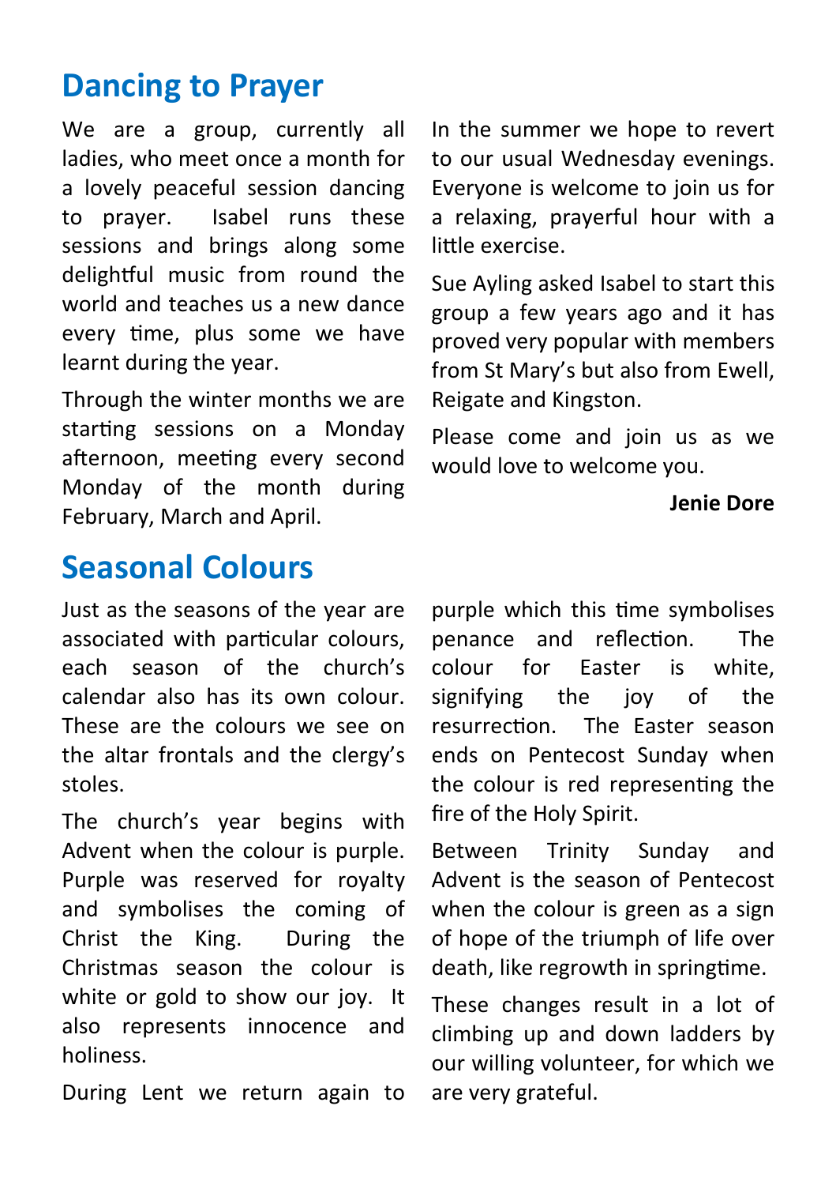## Dancing to Prayer

We are a group, currently all ladies, who meet once a month for a lovely peaceful session dancing to prayer. Isabel runs these sessions and brings along some delightful music from round the world and teaches us a new dance every time, plus some we have learnt during the year.

Through the winter months we are starting sessions on a Monday afternoon, meeting every second Monday of the month during February, March and April.

In the summer we hope to revert to our usual Wednesday evenings. Everyone is welcome to join us for a relaxing, prayerful hour with a little exercise.

Sue Ayling asked Isabel to start this group a few years ago and it has proved very popular with members from St Mary's but also from Ewell, Reigate and Kingston.

Please come and join us as we would love to welcome you.

**Jenie Dore**

## Seasonal Colours

Just as the seasons of the year are associated with particular colours, each season of the church's calendar also has its own colour. These are the colours we see on the altar frontals and the clergy's stoles.

The church's year begins with Advent when the colour is purple. Purple was reserved for royalty and symbolises the coming of Christ the King. During the Christmas season the colour is white or gold to show our joy. It also represents innocence and holiness.

During Lent we return again to purple which this time symbolises penance and reflection. The colour for Easter is white, signifying the joy of the resurrection. The Easter season ends on Pentecost Sunday when the colour is red representing the fire of the Holy Spirit.

Between Trinity Sunday and Advent is the season of Pentecost when the colour is green as a sign of hope of the triumph of life over death, like regrowth in springtime.

These changes result in a lot of climbing up and down ladders by our willing volunteer, for which we are very grateful.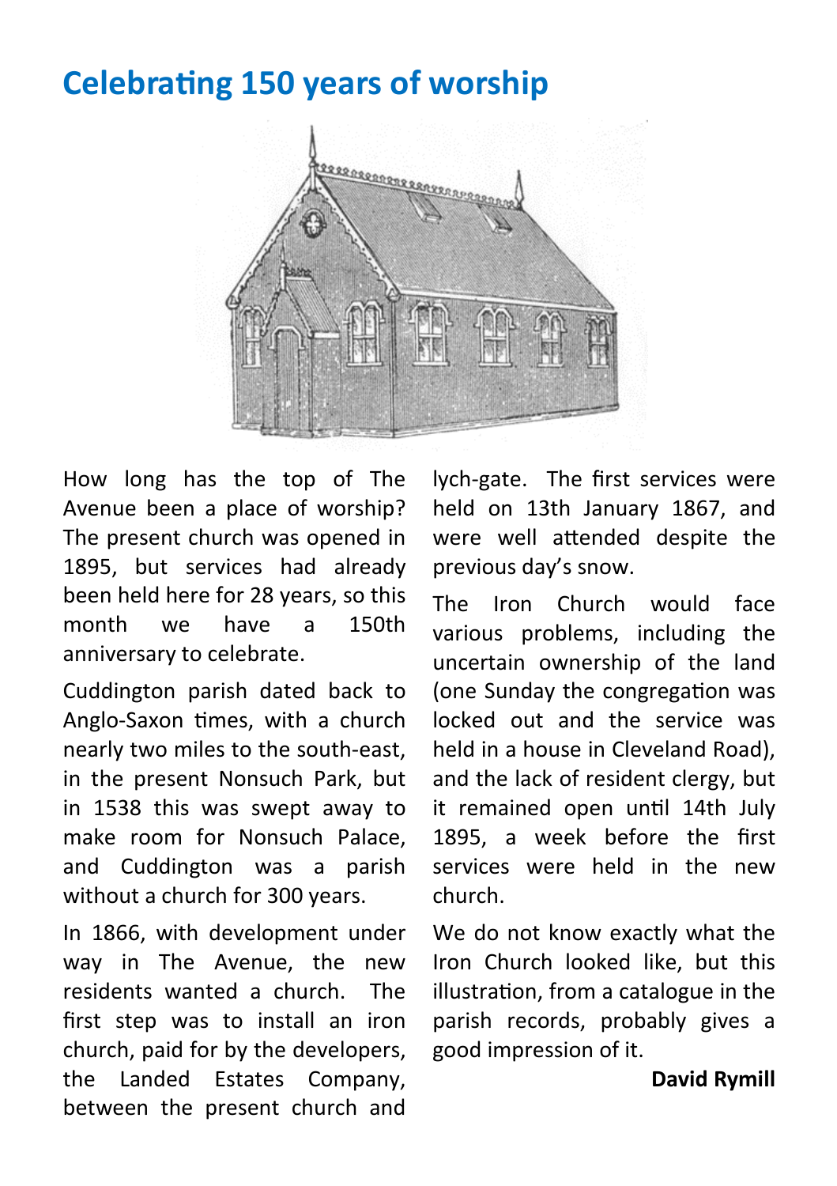# Celebrating 150 years of worship

How long has the top of The Avenue been a place of worship? The present church was opened in 1895, but services had already been held here for 28 years, so this month we have a 150th anniversary to celebrate.

Cuddington parish dated back to Anglo-Saxon times, with a church nearly two miles to the south-east, in the present Nonsuch Park, but in 1538 this was swept away to make room for Nonsuch Palace, and Cuddington was a parish without a church for 300 years.

In 1866, with development under way in The Avenue, the new residents wanted a church. The first step was to install an iron church, paid for by the developers, the Landed Estates Company, between the present church and lych-gate. The first services were held on 13th January 1867, and were well attended despite the previous day's snow.

The Iron Church would face various problems, including the uncertain ownership of the land (one Sunday the congregation was locked out and the service was held in a house in Cleveland Road), and the lack of resident clergy, but it remained open until 14th July 1895, a week before the first services were held in the new church.

We do not know exactly what the Iron Church looked like, but this illustration, from a catalogue in the parish records, probably gives a good impression of it.

**David Rymill**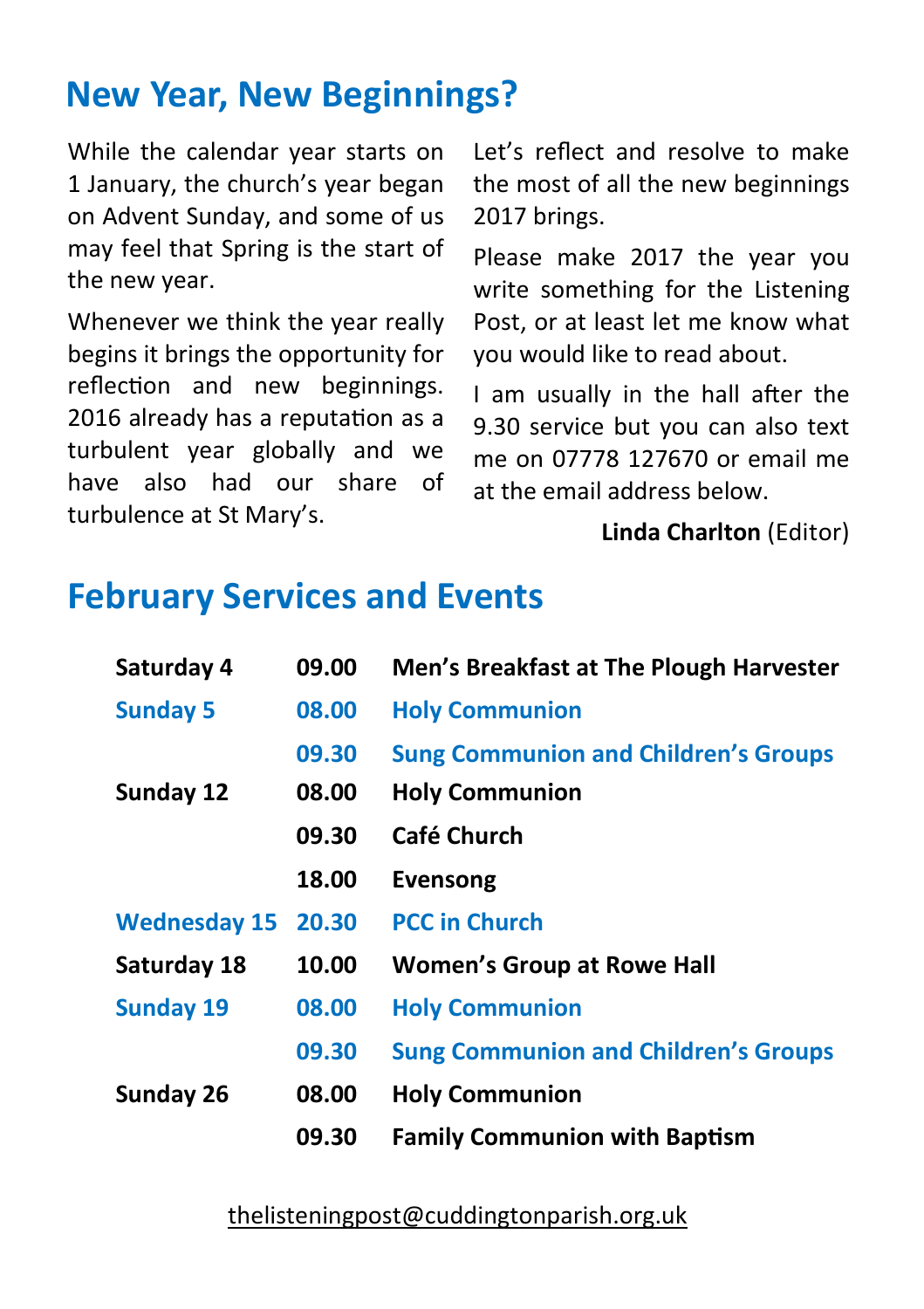## New Year, New Beginnings?

While the calendar year starts on 1 January, the church's year began on Advent Sunday, and some of us may feel that Spring is the start of the new year.

Whenever we think the year really begins it brings the opportunity for reflection and new beginnings. 2016 already has a reputation as a turbulent year globally and we have also had our share of turbulence at St Mary's.

Let's reflect and resolve to make the most of all the new beginnings 2017 brings.

Please make 2017 the year you write something for the Listening Post, or at least let me know what you would like to read about.

I am usually in the hall after the 9.30 service but you can also text me on 07778 127670 or email me at the email address below.

**Linda Charlton** (Editor)

## February Services and Events

| | | |
|---|---|---|
| **Saturday 4** | **09.00** | **Men's Breakfast at The Plough Harvester** |
| **Sunday 5** | **08.00** | **Holy Communion** |
| | **09.30** | **Sung Communion and Children's Groups** |
| **Sunday 12** | **08.00** | **Holy Communion** |
| | **09.30** | **Café Church** |
| | **18.00** | **Evensong** |
| **Wednesday 15** | **20.30** | **PCC in Church** |
| **Saturday 18** | **10.00** | **Women's Group at Rowe Hall** |
| **Sunday 19** | **08.00** | **Holy Communion** |
| | **09.30** | **Sung Communion and Children's Groups** |
| **Sunday 26** | **08.00** | **Holy Communion** |
| | **09.30** | **Family Communion with Baptism** |

thelisteningpost@cuddingtonparish.org.uk